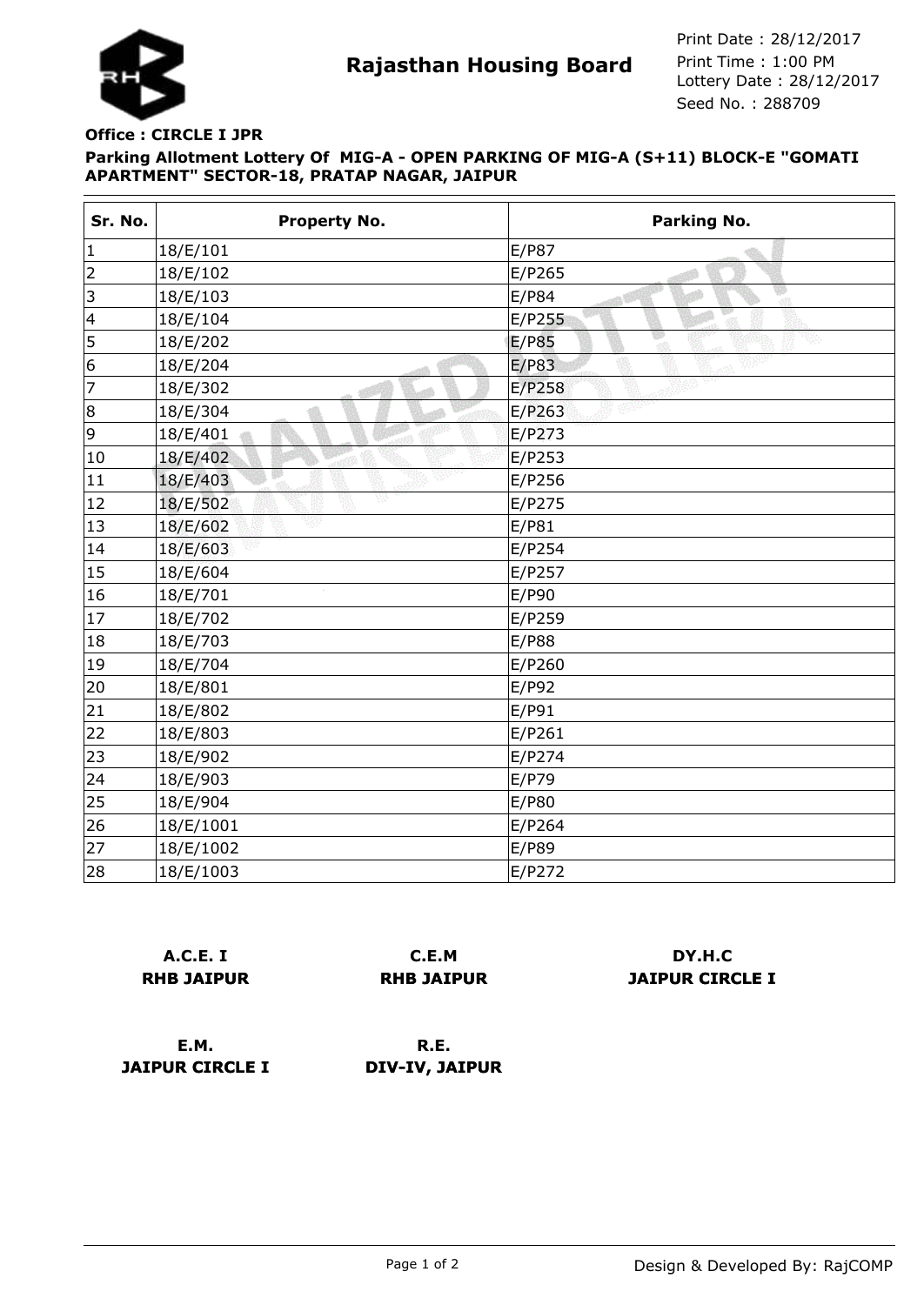# Rajasthan Housing Board

Print Date : 28/12/2017
Print Time : 1:00 PM
Lottery Date : 28/12/2017
Seed No. : 288709

**Office : CIRCLE I JPR**

**Parking Allotment Lottery Of MIG-A - OPEN PARKING OF MIG-A (S+11) BLOCK-E "GOMATI APARTMENT" SECTOR-18, PRATAP NAGAR, JAIPUR**

| Sr. No. | Property No. | Parking No. |
|---|---|---|
| 1 | 18/E/101 | E/P87 |
| 2 | 18/E/102 | E/P265 |
| 3 | 18/E/103 | E/P84 |
| 4 | 18/E/104 | E/P255 |
| 5 | 18/E/202 | E/P85 |
| 6 | 18/E/204 | E/P83 |
| 7 | 18/E/302 | E/P258 |
| 8 | 18/E/304 | E/P263 |
| 9 | 18/E/401 | E/P273 |
| 10 | 18/E/402 | E/P253 |
| 11 | 18/E/403 | E/P256 |
| 12 | 18/E/502 | E/P275 |
| 13 | 18/E/602 | E/P81 |
| 14 | 18/E/603 | E/P254 |
| 15 | 18/E/604 | E/P257 |
| 16 | 18/E/701 | E/P90 |
| 17 | 18/E/702 | E/P259 |
| 18 | 18/E/703 | E/P88 |
| 19 | 18/E/704 | E/P260 |
| 20 | 18/E/801 | E/P92 |
| 21 | 18/E/802 | E/P91 |
| 22 | 18/E/803 | E/P261 |
| 23 | 18/E/902 | E/P274 |
| 24 | 18/E/903 | E/P79 |
| 25 | 18/E/904 | E/P80 |
| 26 | 18/E/1001 | E/P264 |
| 27 | 18/E/1002 | E/P89 |
| 28 | 18/E/1003 | E/P272 |

**A.C.E. I**
**RHB JAIPUR**

**C.E.M**
**RHB JAIPUR**

**DY.H.C**
**JAIPUR CIRCLE I**

**E.M.**
**JAIPUR CIRCLE I**

**R.E.**
**DIV-IV, JAIPUR**

Design & Developed By: RajCOMP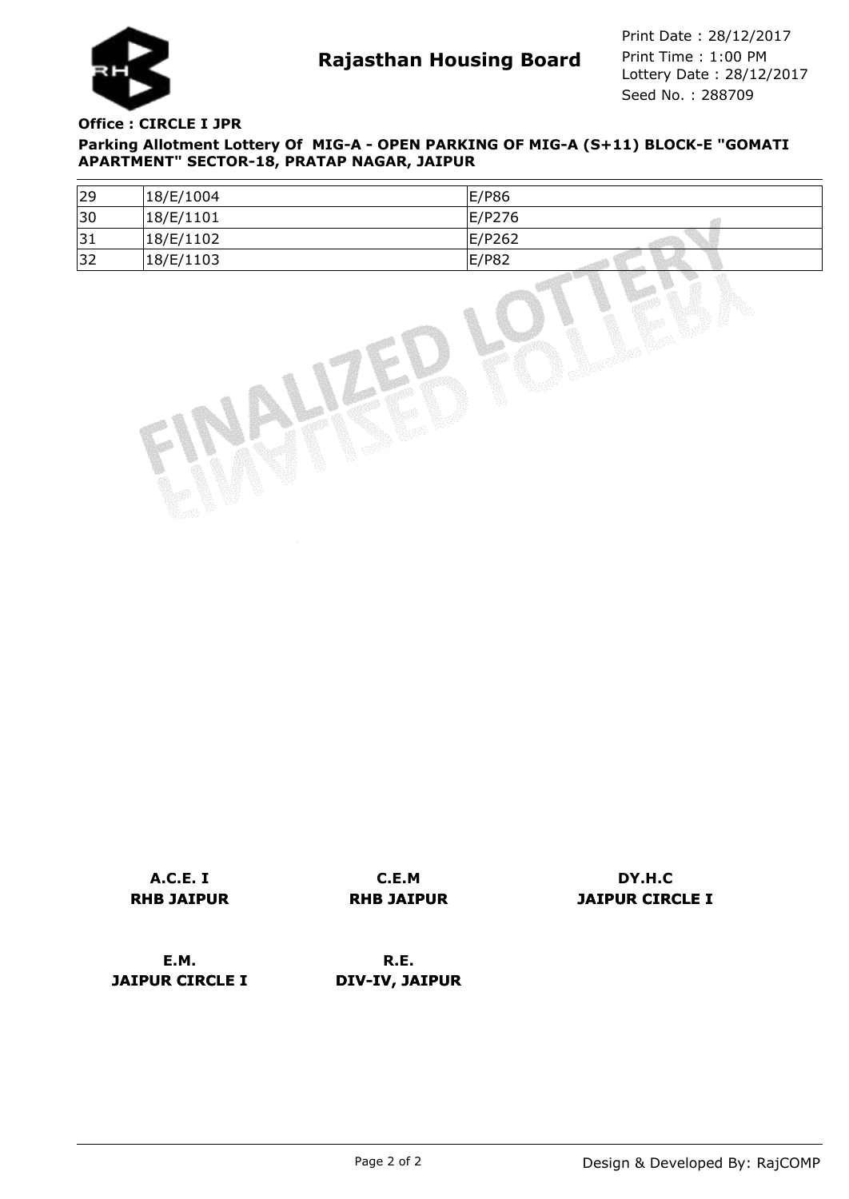**Rajasthan Housing Board**

Print Date : 28/12/2017
Print Time : 1:00 PM
Lottery Date : 28/12/2017
Seed No. : 288709

**Office : CIRCLE I JPR**

**Parking Allotment Lottery Of MIG-A - OPEN PARKING OF MIG-A (S+11) BLOCK-E "GOMATI APARTMENT" SECTOR-18, PRATAP NAGAR, JAIPUR**

| | | |
|---|---|---|
| 29 | 18/E/1004 | E/P86 |
| 30 | 18/E/1101 | E/P276 |
| 31 | 18/E/1102 | E/P262 |
| 32 | 18/E/1103 | E/P82 |

FINALIZED LOTTERY

**A.C.E. I**
**RHB JAIPUR**

**C.E.M**
**RHB JAIPUR**

**DY.H.C**
**JAIPUR CIRCLE I**

**E.M.**
**JAIPUR CIRCLE I**

**R.E.**
**DIV-IV, JAIPUR**

Design & Developed By: RajCOMP